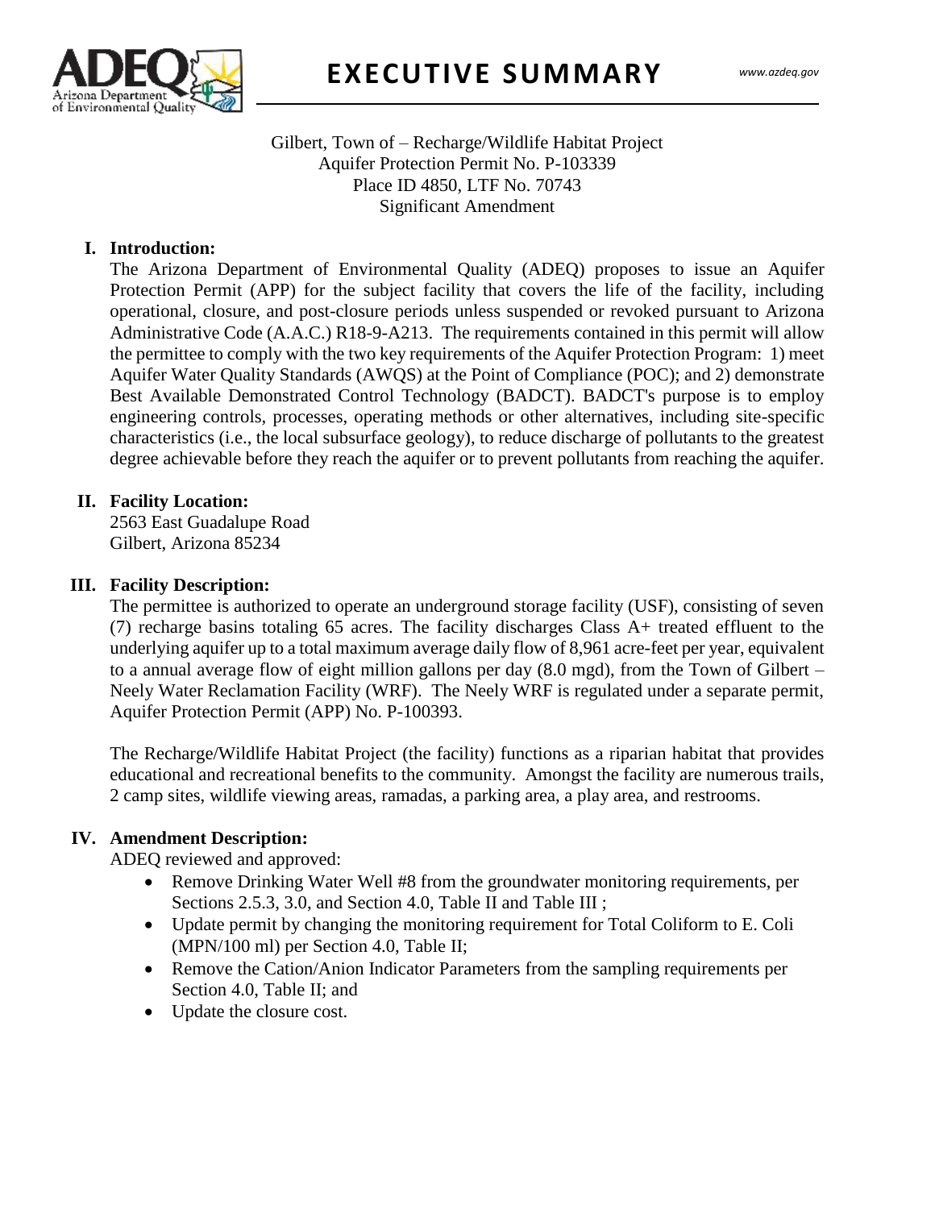# EXECUTIVE SUMMARY

Gilbert, Town of – Recharge/Wildlife Habitat Project
Aquifer Protection Permit No. P-103339
Place ID 4850, LTF No. 70743
Significant Amendment

## I. Introduction:

The Arizona Department of Environmental Quality (ADEQ) proposes to issue an Aquifer Protection Permit (APP) for the subject facility that covers the life of the facility, including operational, closure, and post-closure periods unless suspended or revoked pursuant to Arizona Administrative Code (A.A.C.) R18-9-A213. The requirements contained in this permit will allow the permittee to comply with the two key requirements of the Aquifer Protection Program: 1) meet Aquifer Water Quality Standards (AWQS) at the Point of Compliance (POC); and 2) demonstrate Best Available Demonstrated Control Technology (BADCT). BADCT's purpose is to employ engineering controls, processes, operating methods or other alternatives, including site-specific characteristics (i.e., the local subsurface geology), to reduce discharge of pollutants to the greatest degree achievable before they reach the aquifer or to prevent pollutants from reaching the aquifer.

## II. Facility Location:

2563 East Guadalupe Road
Gilbert, Arizona 85234

## III. Facility Description:

The permittee is authorized to operate an underground storage facility (USF), consisting of seven (7) recharge basins totaling 65 acres. The facility discharges Class A+ treated effluent to the underlying aquifer up to a total maximum average daily flow of 8,961 acre-feet per year, equivalent to a annual average flow of eight million gallons per day (8.0 mgd), from the Town of Gilbert – Neely Water Reclamation Facility (WRF). The Neely WRF is regulated under a separate permit, Aquifer Protection Permit (APP) No. P-100393.

The Recharge/Wildlife Habitat Project (the facility) functions as a riparian habitat that provides educational and recreational benefits to the community. Amongst the facility are numerous trails, 2 camp sites, wildlife viewing areas, ramadas, a parking area, a play area, and restrooms.

## IV. Amendment Description:

ADEQ reviewed and approved:

- Remove Drinking Water Well #8 from the groundwater monitoring requirements, per Sections 2.5.3, 3.0, and Section 4.0, Table II and Table III ;
- Update permit by changing the monitoring requirement for Total Coliform to E. Coli (MPN/100 ml) per Section 4.0, Table II;
- Remove the Cation/Anion Indicator Parameters from the sampling requirements per Section 4.0, Table II; and
- Update the closure cost.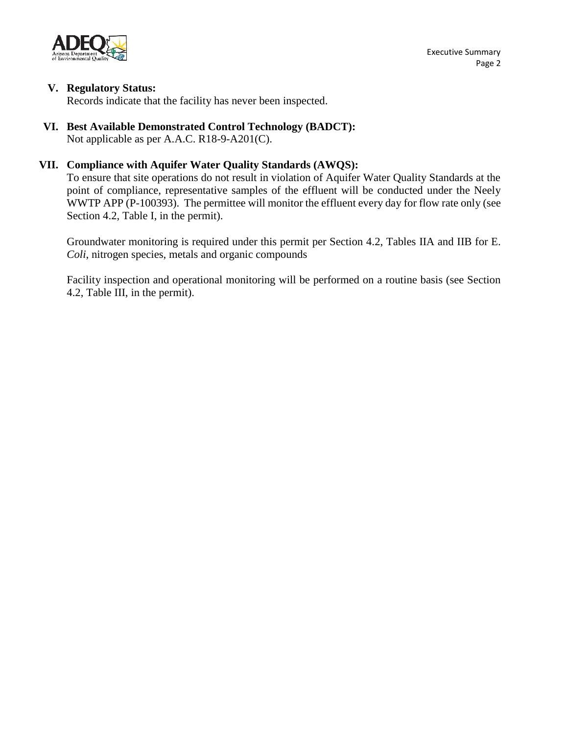## V. Regulatory Status:

Records indicate that the facility has never been inspected.

## VI. Best Available Demonstrated Control Technology (BADCT):

Not applicable as per A.A.C. R18-9-A201(C).

## VII. Compliance with Aquifer Water Quality Standards (AWQS):

To ensure that site operations do not result in violation of Aquifer Water Quality Standards at the point of compliance, representative samples of the effluent will be conducted under the Neely WWTP APP (P-100393). The permittee will monitor the effluent every day for flow rate only (see Section 4.2, Table I, in the permit).

Groundwater monitoring is required under this permit per Section 4.2, Tables IIA and IIB for E. *Coli*, nitrogen species, metals and organic compounds

Facility inspection and operational monitoring will be performed on a routine basis (see Section 4.2, Table III, in the permit).